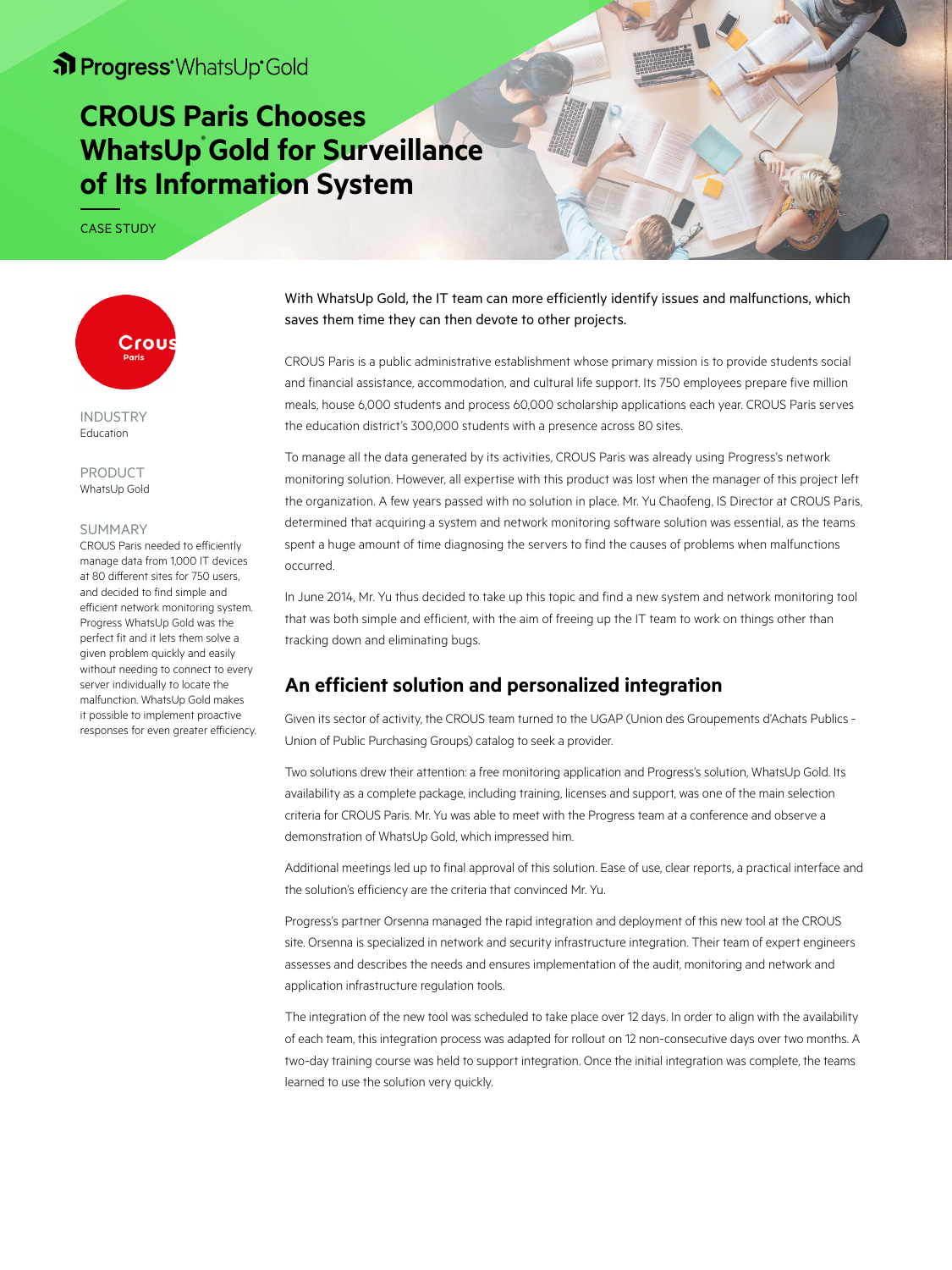Progress® WhatsUp® Gold

# CROUS Paris Chooses WhatsUp® Gold for Surveillance of Its Information System

CASE STUDY

INDUSTRY
Education

PRODUCT
WhatsUp Gold

SUMMARY
CROUS Paris needed to efficiently manage data from 1,000 IT devices at 80 different sites for 750 users, and decided to find simple and efficient network monitoring system. Progress WhatsUp Gold was the perfect fit and it lets them solve a given problem quickly and easily without needing to connect to every server individually to locate the malfunction. WhatsUp Gold makes it possible to implement proactive responses for even greater efficiency.

With WhatsUp Gold, the IT team can more efficiently identify issues and malfunctions, which saves them time they can then devote to other projects.

CROUS Paris is a public administrative establishment whose primary mission is to provide students social and financial assistance, accommodation, and cultural life support. Its 750 employees prepare five million meals, house 6,000 students and process 60,000 scholarship applications each year. CROUS Paris serves the education district's 300,000 students with a presence across 80 sites.

To manage all the data generated by its activities, CROUS Paris was already using Progress's network monitoring solution. However, all expertise with this product was lost when the manager of this project left the organization. A few years passed with no solution in place. Mr. Yu Chaofeng, IS Director at CROUS Paris, determined that acquiring a system and network monitoring software solution was essential, as the teams spent a huge amount of time diagnosing the servers to find the causes of problems when malfunctions occurred.

In June 2014, Mr. Yu thus decided to take up this topic and find a new system and network monitoring tool that was both simple and efficient, with the aim of freeing up the IT team to work on things other than tracking down and eliminating bugs.

## An efficient solution and personalized integration

Given its sector of activity, the CROUS team turned to the UGAP (Union des Groupements d'Achats Publics - Union of Public Purchasing Groups) catalog to seek a provider.

Two solutions drew their attention: a free monitoring application and Progress's solution, WhatsUp Gold. Its availability as a complete package, including training, licenses and support, was one of the main selection criteria for CROUS Paris. Mr. Yu was able to meet with the Progress team at a conference and observe a demonstration of WhatsUp Gold, which impressed him.

Additional meetings led up to final approval of this solution. Ease of use, clear reports, a practical interface and the solution's efficiency are the criteria that convinced Mr. Yu.

Progress's partner Orsenna managed the rapid integration and deployment of this new tool at the CROUS site. Orsenna is specialized in network and security infrastructure integration. Their team of expert engineers assesses and describes the needs and ensures implementation of the audit, monitoring and network and application infrastructure regulation tools.

The integration of the new tool was scheduled to take place over 12 days. In order to align with the availability of each team, this integration process was adapted for rollout on 12 non-consecutive days over two months. A two-day training course was held to support integration. Once the initial integration was complete, the teams learned to use the solution very quickly.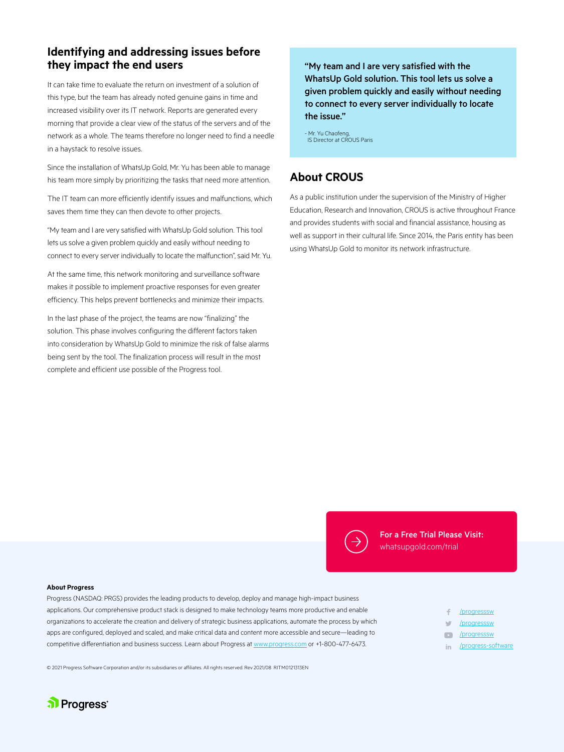## Identifying and addressing issues before they impact the end users

It can take time to evaluate the return on investment of a solution of this type, but the team has already noted genuine gains in time and increased visibility over its IT network. Reports are generated every morning that provide a clear view of the status of the servers and of the network as a whole. The teams therefore no longer need to find a needle in a haystack to resolve issues.

Since the installation of WhatsUp Gold, Mr. Yu has been able to manage his team more simply by prioritizing the tasks that need more attention.

The IT team can more efficiently identify issues and malfunctions, which saves them time they can then devote to other projects.

"My team and I are very satisfied with WhatsUp Gold solution. This tool lets us solve a given problem quickly and easily without needing to connect to every server individually to locate the malfunction", said Mr. Yu.

At the same time, this network monitoring and surveillance software makes it possible to implement proactive responses for even greater efficiency. This helps prevent bottlenecks and minimize their impacts.

In the last phase of the project, the teams are now "finalizing" the solution. This phase involves configuring the different factors taken into consideration by WhatsUp Gold to minimize the risk of false alarms being sent by the tool. The finalization process will result in the most complete and efficient use possible of the Progress tool.

**"My team and I are very satisfied with the WhatsUp Gold solution. This tool lets us solve a given problem quickly and easily without needing to connect to every server individually to locate the issue."**

- Mr. Yu Chaofeng,
IS Director at CROUS Paris

## About CROUS

As a public institution under the supervision of the Ministry of Higher Education, Research and Innovation, CROUS is active throughout France and provides students with social and financial assistance, housing as well as support in their cultural life. Since 2014, the Paris entity has been using WhatsUp Gold to monitor its network infrastructure.

**For a Free Trial Please Visit:**
whatsupgold.com/trial

**About Progress**

Progress (NASDAQ: PRGS) provides the leading products to develop, deploy and manage high-impact business applications. Our comprehensive product stack is designed to make technology teams more productive and enable organizations to accelerate the creation and delivery of strategic business applications, automate the process by which apps are configured, deployed and scaled, and make critical data and content more accessible and secure—leading to competitive differentiation and business success. Learn about Progress at www.progress.com or +1-800-477-6473.

/progresssw
/progresssw
/progresssw
/progress-software

© 2021 Progress Software Corporation and/or its subsidiaries or affiliates. All rights reserved. Rev 2021/08 RITM0121313EN

Progress